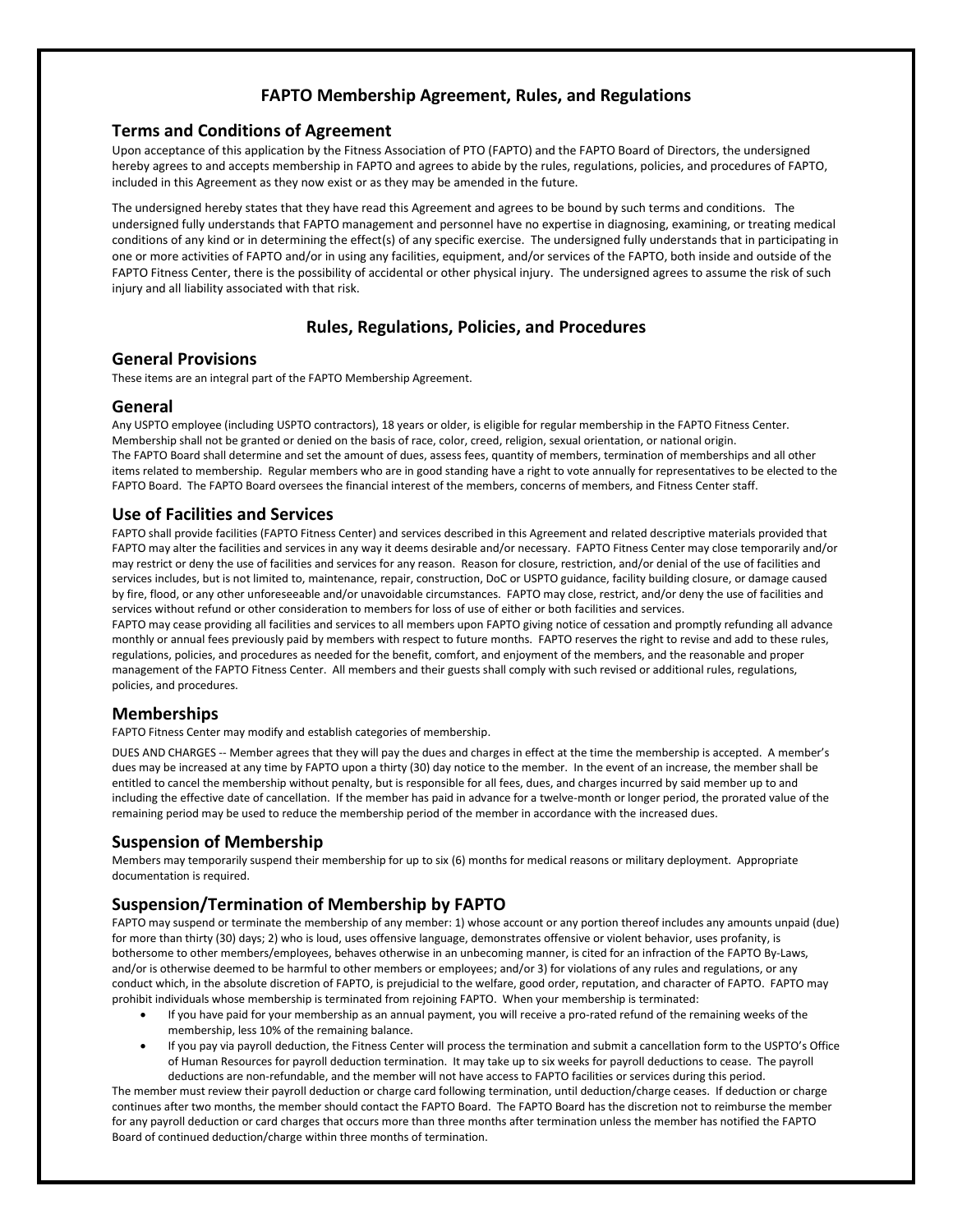# FAPTO Membership Agreement, Rules, and Regulations

## Terms and Conditions of Agreement

Upon acceptance of this application by the Fitness Association of PTO (FAPTO) and the FAPTO Board of Directors, the undersigned hereby agrees to and accepts membership in FAPTO and agrees to abide by the rules, regulations, policies, and procedures of FAPTO, included in this Agreement as they now exist or as they may be amended in the future.

The undersigned hereby states that they have read this Agreement and agrees to be bound by such terms and conditions. The undersigned fully understands that FAPTO management and personnel have no expertise in diagnosing, examining, or treating medical conditions of any kind or in determining the effect(s) of any specific exercise. The undersigned fully understands that in participating in one or more activities of FAPTO and/or in using any facilities, equipment, and/or services of the FAPTO, both inside and outside of the FAPTO Fitness Center, there is the possibility of accidental or other physical injury. The undersigned agrees to assume the risk of such injury and all liability associated with that risk.

# Rules, Regulations, Policies, and Procedures

## General Provisions

These items are an integral part of the FAPTO Membership Agreement.

## General

Any USPTO employee (including USPTO contractors), 18 years or older, is eligible for regular membership in the FAPTO Fitness Center. Membership shall not be granted or denied on the basis of race, color, creed, religion, sexual orientation, or national origin.
The FAPTO Board shall determine and set the amount of dues, assess fees, quantity of members, termination of memberships and all other items related to membership. Regular members who are in good standing have a right to vote annually for representatives to be elected to the FAPTO Board. The FAPTO Board oversees the financial interest of the members, concerns of members, and Fitness Center staff.

## Use of Facilities and Services

FAPTO shall provide facilities (FAPTO Fitness Center) and services described in this Agreement and related descriptive materials provided that FAPTO may alter the facilities and services in any way it deems desirable and/or necessary. FAPTO Fitness Center may close temporarily and/or may restrict or deny the use of facilities and services for any reason. Reason for closure, restriction, and/or denial of the use of facilities and services includes, but is not limited to, maintenance, repair, construction, DoC or USPTO guidance, facility building closure, or damage caused by fire, flood, or any other unforeseeable and/or unavoidable circumstances. FAPTO may close, restrict, and/or deny the use of facilities and services without refund or other consideration to members for loss of use of either or both facilities and services.
FAPTO may cease providing all facilities and services to all members upon FAPTO giving notice of cessation and promptly refunding all advance monthly or annual fees previously paid by members with respect to future months. FAPTO reserves the right to revise and add to these rules, regulations, policies, and procedures as needed for the benefit, comfort, and enjoyment of the members, and the reasonable and proper management of the FAPTO Fitness Center. All members and their guests shall comply with such revised or additional rules, regulations, policies, and procedures.

## Memberships

FAPTO Fitness Center may modify and establish categories of membership.

DUES AND CHARGES -- Member agrees that they will pay the dues and charges in effect at the time the membership is accepted. A member's dues may be increased at any time by FAPTO upon a thirty (30) day notice to the member. In the event of an increase, the member shall be entitled to cancel the membership without penalty, but is responsible for all fees, dues, and charges incurred by said member up to and including the effective date of cancellation. If the member has paid in advance for a twelve-month or longer period, the prorated value of the remaining period may be used to reduce the membership period of the member in accordance with the increased dues.

## Suspension of Membership

Members may temporarily suspend their membership for up to six (6) months for medical reasons or military deployment. Appropriate documentation is required.

## Suspension/Termination of Membership by FAPTO

FAPTO may suspend or terminate the membership of any member: 1) whose account or any portion thereof includes any amounts unpaid (due) for more than thirty (30) days; 2) who is loud, uses offensive language, demonstrates offensive or violent behavior, uses profanity, is bothersome to other members/employees, behaves otherwise in an unbecoming manner, is cited for an infraction of the FAPTO By-Laws, and/or is otherwise deemed to be harmful to other members or employees; and/or 3) for violations of any rules and regulations, or any conduct which, in the absolute discretion of FAPTO, is prejudicial to the welfare, good order, reputation, and character of FAPTO. FAPTO may prohibit individuals whose membership is terminated from rejoining FAPTO. When your membership is terminated:

- If you have paid for your membership as an annual payment, you will receive a pro-rated refund of the remaining weeks of the membership, less 10% of the remaining balance.
- If you pay via payroll deduction, the Fitness Center will process the termination and submit a cancellation form to the USPTO's Office of Human Resources for payroll deduction termination. It may take up to six weeks for payroll deductions to cease. The payroll deductions are non-refundable, and the member will not have access to FAPTO facilities or services during this period.

The member must review their payroll deduction or charge card following termination, until deduction/charge ceases. If deduction or charge continues after two months, the member should contact the FAPTO Board. The FAPTO Board has the discretion not to reimburse the member for any payroll deduction or card charges that occurs more than three months after termination unless the member has notified the FAPTO Board of continued deduction/charge within three months of termination.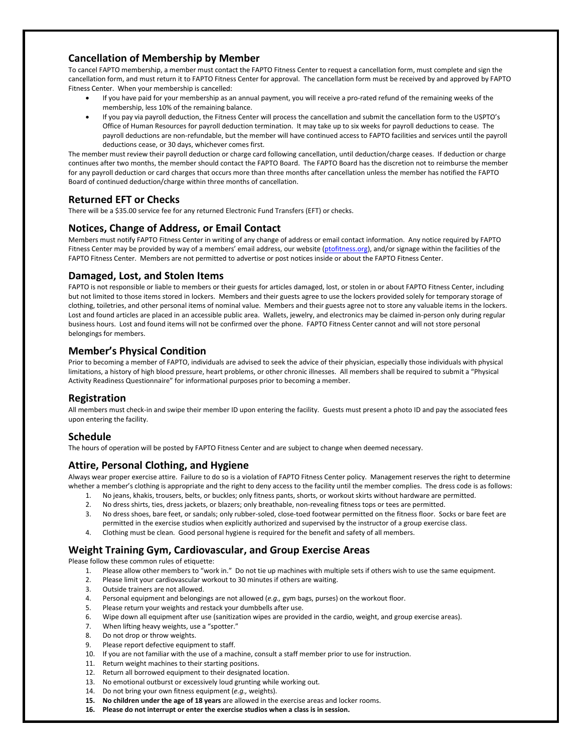## Cancellation of Membership by Member

To cancel FAPTO membership, a member must contact the FAPTO Fitness Center to request a cancellation form, must complete and sign the cancellation form, and must return it to FAPTO Fitness Center for approval. The cancellation form must be received by and approved by FAPTO Fitness Center. When your membership is cancelled:

- If you have paid for your membership as an annual payment, you will receive a pro-rated refund of the remaining weeks of the membership, less 10% of the remaining balance.
- If you pay via payroll deduction, the Fitness Center will process the cancellation and submit the cancellation form to the USPTO's Office of Human Resources for payroll deduction termination. It may take up to six weeks for payroll deductions to cease. The payroll deductions are non-refundable, but the member will have continued access to FAPTO facilities and services until the payroll deductions cease, or 30 days, whichever comes first.

The member must review their payroll deduction or charge card following cancellation, until deduction/charge ceases. If deduction or charge continues after two months, the member should contact the FAPTO Board. The FAPTO Board has the discretion not to reimburse the member for any payroll deduction or card charges that occurs more than three months after cancellation unless the member has notified the FAPTO Board of continued deduction/charge within three months of cancellation.

## Returned EFT or Checks

There will be a $35.00 service fee for any returned Electronic Fund Transfers (EFT) or checks.

## Notices, Change of Address, or Email Contact

Members must notify FAPTO Fitness Center in writing of any change of address or email contact information. Any notice required by FAPTO Fitness Center may be provided by way of a members' email address, our website (ptofitness.org), and/or signage within the facilities of the FAPTO Fitness Center. Members are not permitted to advertise or post notices inside or about the FAPTO Fitness Center.

## Damaged, Lost, and Stolen Items

FAPTO is not responsible or liable to members or their guests for articles damaged, lost, or stolen in or about FAPTO Fitness Center, including but not limited to those items stored in lockers. Members and their guests agree to use the lockers provided solely for temporary storage of clothing, toiletries, and other personal items of nominal value. Members and their guests agree not to store any valuable items in the lockers. Lost and found articles are placed in an accessible public area. Wallets, jewelry, and electronics may be claimed in-person only during regular business hours. Lost and found items will not be confirmed over the phone. FAPTO Fitness Center cannot and will not store personal belongings for members.

## Member's Physical Condition

Prior to becoming a member of FAPTO, individuals are advised to seek the advice of their physician, especially those individuals with physical limitations, a history of high blood pressure, heart problems, or other chronic illnesses. All members shall be required to submit a "Physical Activity Readiness Questionnaire" for informational purposes prior to becoming a member.

## Registration

All members must check-in and swipe their member ID upon entering the facility. Guests must present a photo ID and pay the associated fees upon entering the facility.

## Schedule

The hours of operation will be posted by FAPTO Fitness Center and are subject to change when deemed necessary.

## Attire, Personal Clothing, and Hygiene

Always wear proper exercise attire. Failure to do so is a violation of FAPTO Fitness Center policy. Management reserves the right to determine whether a member's clothing is appropriate and the right to deny access to the facility until the member complies. The dress code is as follows:

1. No jeans, khakis, trousers, belts, or buckles; only fitness pants, shorts, or workout skirts without hardware are permitted.
2. No dress shirts, ties, dress jackets, or blazers; only breathable, non-revealing fitness tops or tees are permitted.
3. No dress shoes, bare feet, or sandals; only rubber-soled, close-toed footwear permitted on the fitness floor. Socks or bare feet are permitted in the exercise studios when explicitly authorized and supervised by the instructor of a group exercise class.
4. Clothing must be clean. Good personal hygiene is required for the benefit and safety of all members.

## Weight Training Gym, Cardiovascular, and Group Exercise Areas

Please follow these common rules of etiquette:

1. Please allow other members to "work in." Do not tie up machines with multiple sets if others wish to use the same equipment.
2. Please limit your cardiovascular workout to 30 minutes if others are waiting.
3. Outside trainers are not allowed.
4. Personal equipment and belongings are not allowed (*e.g.,* gym bags, purses) on the workout floor.
5. Please return your weights and restack your dumbbells after use.
6. Wipe down all equipment after use (sanitization wipes are provided in the cardio, weight, and group exercise areas).
7. When lifting heavy weights, use a "spotter."
8. Do not drop or throw weights.
9. Please report defective equipment to staff.
10. If you are not familiar with the use of a machine, consult a staff member prior to use for instruction.
11. Return weight machines to their starting positions.
12. Return all borrowed equipment to their designated location.
13. No emotional outburst or excessively loud grunting while working out.
14. Do not bring your own fitness equipment (*e.g.,* weights).
15. **No children under the age of 18 years** are allowed in the exercise areas and locker rooms.
16. **Please do not interrupt or enter the exercise studios when a class is in session.**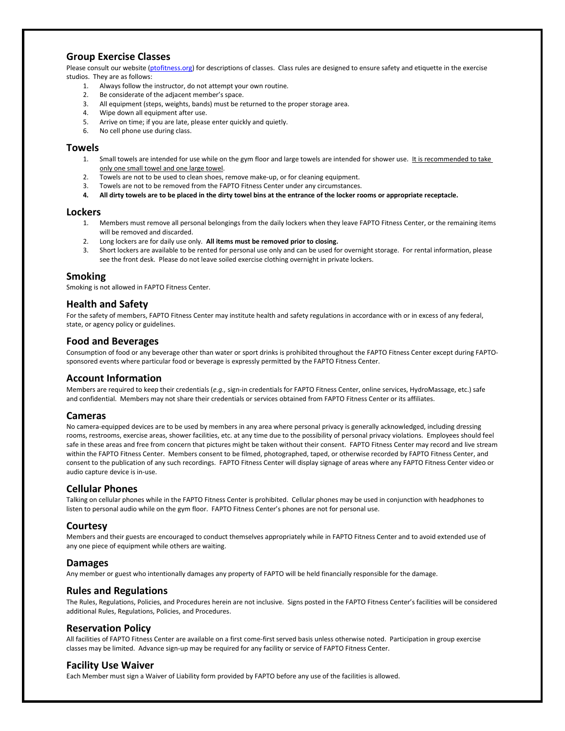## Group Exercise Classes

Please consult our website ([ptofitness.org](ptofitness.org)) for descriptions of classes. Class rules are designed to ensure safety and etiquette in the exercise studios. They are as follows:

1. Always follow the instructor, do not attempt your own routine.
2. Be considerate of the adjacent member's space.
3. All equipment (steps, weights, bands) must be returned to the proper storage area.
4. Wipe down all equipment after use.
5. Arrive on time; if you are late, please enter quickly and quietly.
6. No cell phone use during class.

## Towels

1. Small towels are intended for use while on the gym floor and large towels are intended for shower use. <u>It is recommended to take only one small towel and one large towel</u>.
2. Towels are not to be used to clean shoes, remove make-up, or for cleaning equipment.
3. Towels are not to be removed from the FAPTO Fitness Center under any circumstances.
4. **All dirty towels are to be placed in the dirty towel bins at the entrance of the locker rooms or appropriate receptacle.**

## Lockers

1. Members must remove all personal belongings from the daily lockers when they leave FAPTO Fitness Center, or the remaining items will be removed and discarded.
2. Long lockers are for daily use only. **All items must be removed prior to closing.**
3. Short lockers are available to be rented for personal use only and can be used for overnight storage. For rental information, please see the front desk. Please do not leave soiled exercise clothing overnight in private lockers.

## Smoking

Smoking is not allowed in FAPTO Fitness Center.

## Health and Safety

For the safety of members, FAPTO Fitness Center may institute health and safety regulations in accordance with or in excess of any federal, state, or agency policy or guidelines.

## Food and Beverages

Consumption of food or any beverage other than water or sport drinks is prohibited throughout the FAPTO Fitness Center except during FAPTO-sponsored events where particular food or beverage is expressly permitted by the FAPTO Fitness Center.

## Account Information

Members are required to keep their credentials (*e.g.,* sign-in credentials for FAPTO Fitness Center, online services, HydroMassage, etc.) safe and confidential. Members may not share their credentials or services obtained from FAPTO Fitness Center or its affiliates.

## Cameras

No camera-equipped devices are to be used by members in any area where personal privacy is generally acknowledged, including dressing rooms, restrooms, exercise areas, shower facilities, etc. at any time due to the possibility of personal privacy violations. Employees should feel safe in these areas and free from concern that pictures might be taken without their consent. FAPTO Fitness Center may record and live stream within the FAPTO Fitness Center. Members consent to be filmed, photographed, taped, or otherwise recorded by FAPTO Fitness Center, and consent to the publication of any such recordings. FAPTO Fitness Center will display signage of areas where any FAPTO Fitness Center video or audio capture device is in-use.

## Cellular Phones

Talking on cellular phones while in the FAPTO Fitness Center is prohibited. Cellular phones may be used in conjunction with headphones to listen to personal audio while on the gym floor. FAPTO Fitness Center's phones are not for personal use.

## Courtesy

Members and their guests are encouraged to conduct themselves appropriately while in FAPTO Fitness Center and to avoid extended use of any one piece of equipment while others are waiting.

## Damages

Any member or guest who intentionally damages any property of FAPTO will be held financially responsible for the damage.

## Rules and Regulations

The Rules, Regulations, Policies, and Procedures herein are not inclusive. Signs posted in the FAPTO Fitness Center's facilities will be considered additional Rules, Regulations, Policies, and Procedures.

## Reservation Policy

All facilities of FAPTO Fitness Center are available on a first come-first served basis unless otherwise noted. Participation in group exercise classes may be limited. Advance sign-up may be required for any facility or service of FAPTO Fitness Center.

## Facility Use Waiver

Each Member must sign a Waiver of Liability form provided by FAPTO before any use of the facilities is allowed.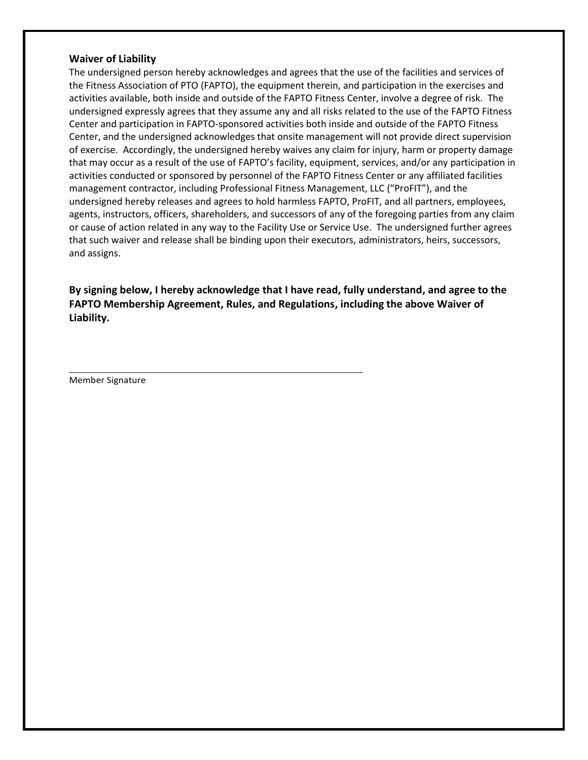**Waiver of Liability**

The undersigned person hereby acknowledges and agrees that the use of the facilities and services of the Fitness Association of PTO (FAPTO), the equipment therein, and participation in the exercises and activities available, both inside and outside of the FAPTO Fitness Center, involve a degree of risk. The undersigned expressly agrees that they assume any and all risks related to the use of the FAPTO Fitness Center and participation in FAPTO-sponsored activities both inside and outside of the FAPTO Fitness Center, and the undersigned acknowledges that onsite management will not provide direct supervision of exercise. Accordingly, the undersigned hereby waives any claim for injury, harm or property damage that may occur as a result of the use of FAPTO's facility, equipment, services, and/or any participation in activities conducted or sponsored by personnel of the FAPTO Fitness Center or any affiliated facilities management contractor, including Professional Fitness Management, LLC ("ProFIT"), and the undersigned hereby releases and agrees to hold harmless FAPTO, ProFIT, and all partners, employees, agents, instructors, officers, shareholders, and successors of any of the foregoing parties from any claim or cause of action related in any way to the Facility Use or Service Use. The undersigned further agrees that such waiver and release shall be binding upon their executors, administrators, heirs, successors, and assigns.

**By signing below, I hereby acknowledge that I have read, fully understand, and agree to the FAPTO Membership Agreement, Rules, and Regulations, including the above Waiver of Liability.**

\_\_\_\_\_\_\_\_\_\_\_\_\_\_\_\_\_\_\_\_\_\_\_\_\_\_\_\_\_\_\_\_\_\_\_\_\_\_\_\_\_\_\_\_

Member Signature